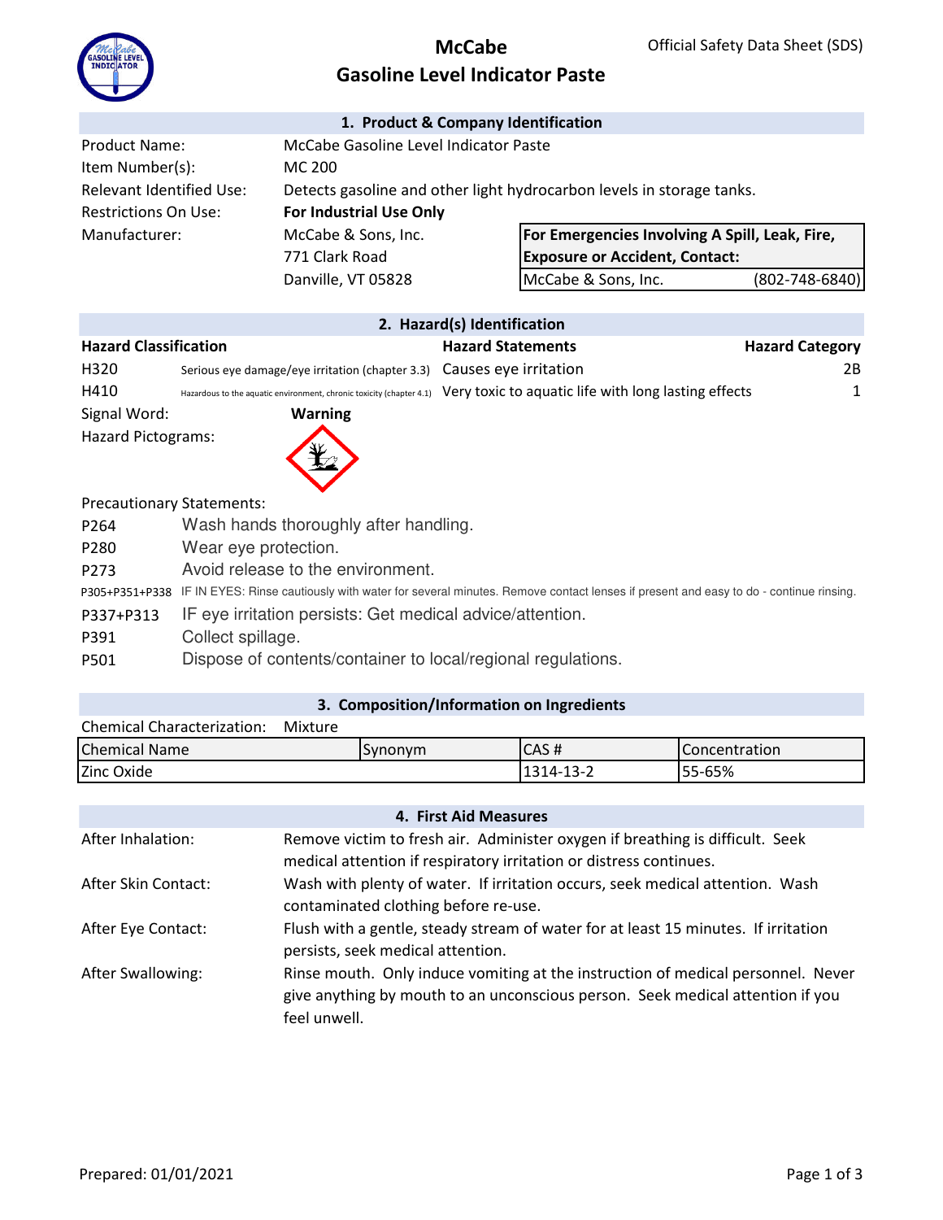# McCabe Gasoline Level Indicator Paste

Official Safety Data Sheet (SDS)

## 1. Product & Company Identification

| | |
|---|---|
| Product Name: | McCabe Gasoline Level Indicator Paste |
| Item Number(s): | MC 200 |
| Relevant Identified Use: | Detects gasoline and other light hydrocarbon levels in storage tanks. |
| Restrictions On Use: | **For Industrial Use Only** |
| Manufacturer: | McCabe & Sons, Inc.<br>771 Clark Road<br>Danville, VT 05828 |

| **For Emergencies Involving A Spill, Leak, Fire, Exposure or Accident, Contact:** | |
|---|---|
| McCabe & Sons, Inc. | (802-748-6840) |

## 2. Hazard(s) Identification

| **Hazard Classification** | | **Hazard Statements** | **Hazard Category** |
|---|---|---|---|
| H320 | Serious eye damage/eye irritation (chapter 3.3) | Causes eye irritation | 2B |
| H410 | Hazardous to the aquatic environment, chronic toxicity (chapter 4.1) | Very toxic to aquatic life with long lasting effects | 1 |

Signal Word: **Warning**

Hazard Pictograms:

Precautionary Statements:

| | |
|---|---|
| P264 | Wash hands thoroughly after handling. |
| P280 | Wear eye protection. |
| P273 | Avoid release to the environment. |
| P305+P351+P338 | IF IN EYES: Rinse cautiously with water for several minutes. Remove contact lenses if present and easy to do - continue rinsing. |
| P337+P313 | IF eye irritation persists: Get medical advice/attention. |
| P391 | Collect spillage. |
| P501 | Dispose of contents/container to local/regional regulations. |

## 3. Composition/Information on Ingredients

Chemical Characterization: Mixture

| Chemical Name | Synonym | CAS # | Concentration |
|---|---|---|---|
| Zinc Oxide | | 1314-13-2 | 55-65% |

## 4. First Aid Measures

| | |
|---|---|
| After Inhalation: | Remove victim to fresh air. Administer oxygen if breathing is difficult. Seek medical attention if respiratory irritation or distress continues. |
| After Skin Contact: | Wash with plenty of water. If irritation occurs, seek medical attention. Wash contaminated clothing before re-use. |
| After Eye Contact: | Flush with a gentle, steady stream of water for at least 15 minutes. If irritation persists, seek medical attention. |
| After Swallowing: | Rinse mouth. Only induce vomiting at the instruction of medical personnel. Never give anything by mouth to an unconscious person. Seek medical attention if you feel unwell. |

Prepared: 01/01/2021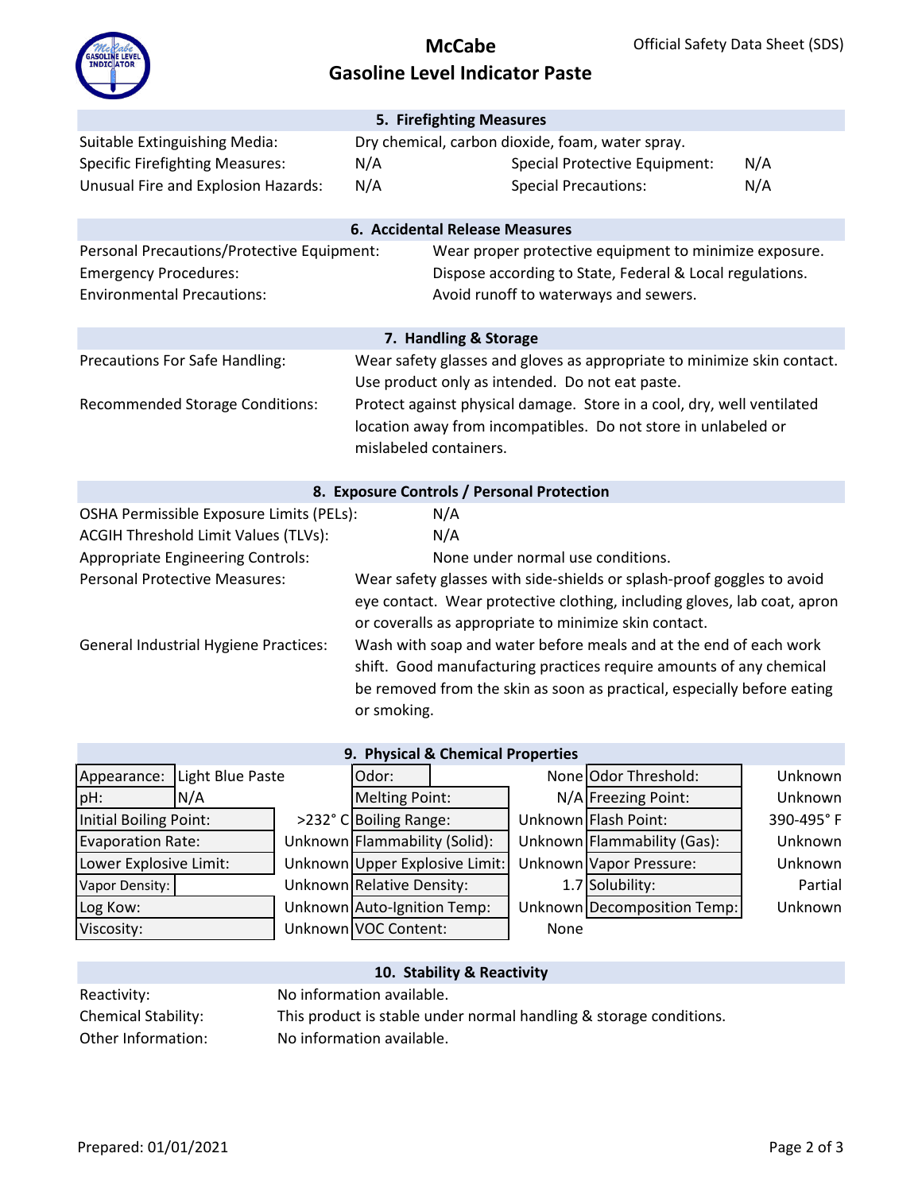# McCabe Gasoline Level Indicator Paste

Official Safety Data Sheet (SDS)

## 5. Firefighting Measures

| | | | |
|---|---|---|---|
| Suitable Extinguishing Media: | Dry chemical, carbon dioxide, foam, water spray. | | |
| Specific Firefighting Measures: | N/A | Special Protective Equipment: | N/A |
| Unusual Fire and Explosion Hazards: | N/A | Special Precautions: | N/A |

## 6. Accidental Release Measures

| | |
|---|---|
| Personal Precautions/Protective Equipment: | Wear proper protective equipment to minimize exposure. |
| Emergency Procedures: | Dispose according to State, Federal & Local regulations. |
| Environmental Precautions: | Avoid runoff to waterways and sewers. |

## 7. Handling & Storage

| | |
|---|---|
| Precautions For Safe Handling: | Wear safety glasses and gloves as appropriate to minimize skin contact. Use product only as intended. Do not eat paste. |
| Recommended Storage Conditions: | Protect against physical damage. Store in a cool, dry, well ventilated location away from incompatibles. Do not store in unlabeled or mislabeled containers. |

## 8. Exposure Controls / Personal Protection

| | |
|---|---|
| OSHA Permissible Exposure Limits (PELs): | N/A |
| ACGIH Threshold Limit Values (TLVs): | N/A |
| Appropriate Engineering Controls: | None under normal use conditions. |
| Personal Protective Measures: | Wear safety glasses with side-shields or splash-proof goggles to avoid eye contact. Wear protective clothing, including gloves, lab coat, apron or coveralls as appropriate to minimize skin contact. |
| General Industrial Hygiene Practices: | Wash with soap and water before meals and at the end of each work shift. Good manufacturing practices require amounts of any chemical be removed from the skin as soon as practical, especially before eating or smoking. |

## 9. Physical & Chemical Properties

| | | | | | |
|---|---|---|---|---|---|
| Appearance: | Light Blue Paste | Odor: | None | Odor Threshold: | Unknown |
| pH: | N/A | Melting Point: | N/A | Freezing Point: | Unknown |
| Initial Boiling Point: | >232° C | Boiling Range: | Unknown | Flash Point: | 390-495° F |
| Evaporation Rate: | Unknown | Flammability (Solid): | Unknown | Flammability (Gas): | Unknown |
| Lower Explosive Limit: | Unknown | Upper Explosive Limit: | Unknown | Vapor Pressure: | Unknown |
| Vapor Density: | Unknown | Relative Density: | 1.7 | Solubility: | Partial |
| Log Kow: | Unknown | Auto-Ignition Temp: | Unknown | Decomposition Temp: | Unknown |
| Viscosity: | Unknown | VOC Content: | None | | |

## 10. Stability & Reactivity

| | |
|---|---|
| Reactivity: | No information available. |
| Chemical Stability: | This product is stable under normal handling & storage conditions. |
| Other Information: | No information available. |

Prepared: 01/01/2021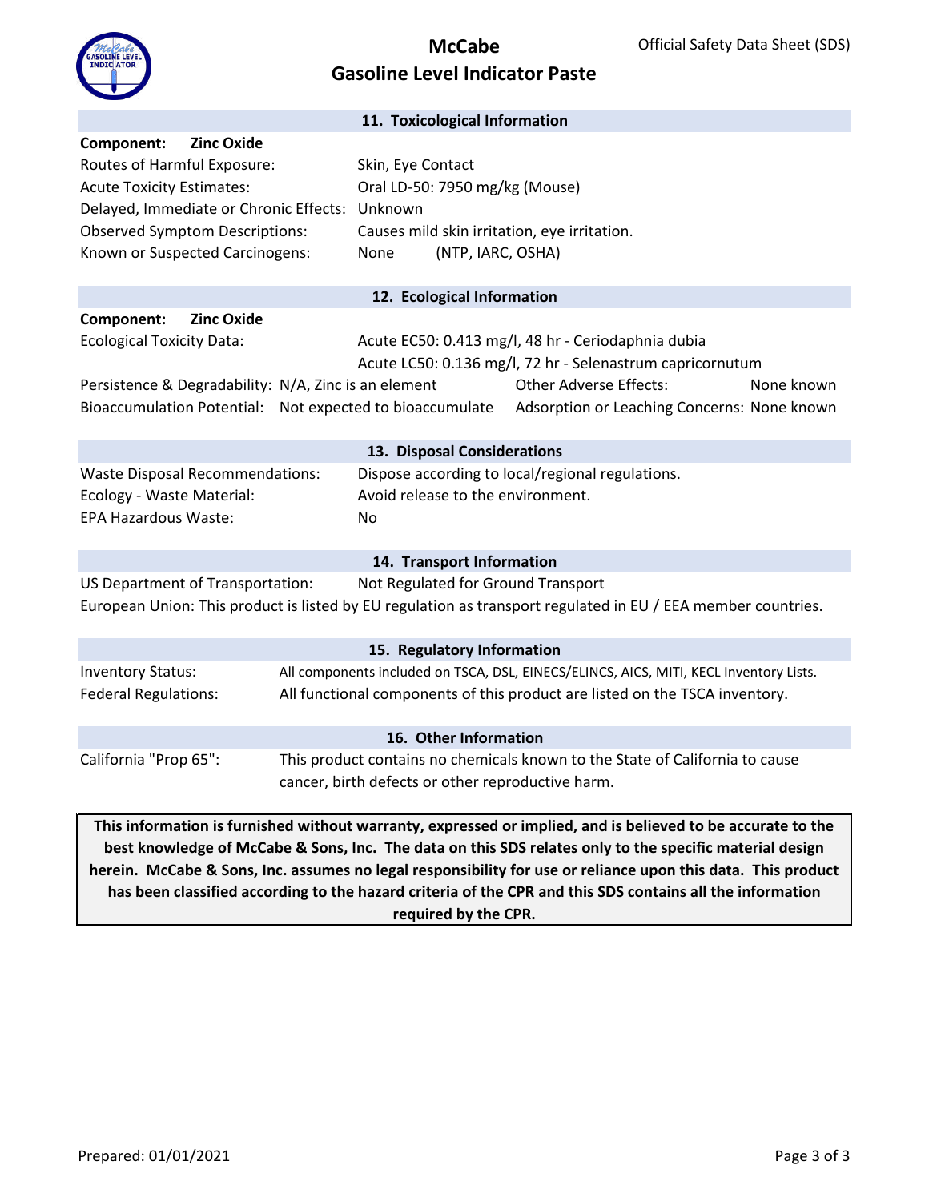## 11. Toxicological Information

**Component: Zinc Oxide**

| | |
|---|---|
| Routes of Harmful Exposure: | Skin, Eye Contact |
| Acute Toxicity Estimates: | Oral LD-50: 7950 mg/kg (Mouse) |
| Delayed, Immediate or Chronic Effects: | Unknown |
| Observed Symptom Descriptions: | Causes mild skin irritation, eye irritation. |
| Known or Suspected Carcinogens: | None (NTP, IARC, OSHA) |

## 12. Ecological Information

**Component: Zinc Oxide**

Ecological Toxicity Data: Acute EC50: 0.413 mg/l, 48 hr - Ceriodaphnia dubia
Acute LC50: 0.136 mg/l, 72 hr - Selenastrum capricornutum

| | | | |
|---|---|---|---|
| Persistence & Degradability: | N/A, Zinc is an element | Other Adverse Effects: | None known |
| Bioaccumulation Potential: | Not expected to bioaccumulate | Adsorption or Leaching Concerns: | None known |

## 13. Disposal Considerations

| | |
|---|---|
| Waste Disposal Recommendations: | Dispose according to local/regional regulations. |
| Ecology - Waste Material: | Avoid release to the environment. |
| EPA Hazardous Waste: | No |

## 14. Transport Information

US Department of Transportation: Not Regulated for Ground Transport

European Union: This product is listed by EU regulation as transport regulated in EU / EEA member countries.

## 15. Regulatory Information

| | |
|---|---|
| Inventory Status: | All components included on TSCA, DSL, EINECS/ELINCS, AICS, MITI, KECL Inventory Lists. |
| Federal Regulations: | All functional components of this product are listed on the TSCA inventory. |

## 16. Other Information

California "Prop 65": This product contains no chemicals known to the State of California to cause cancer, birth defects or other reproductive harm.

**This information is furnished without warranty, expressed or implied, and is believed to be accurate to the best knowledge of McCabe & Sons, Inc. The data on this SDS relates only to the specific material design herein. McCabe & Sons, Inc. assumes no legal responsibility for use or reliance upon this data. This product has been classified according to the hazard criteria of the CPR and this SDS contains all the information required by the CPR.**

Prepared: 01/01/2021